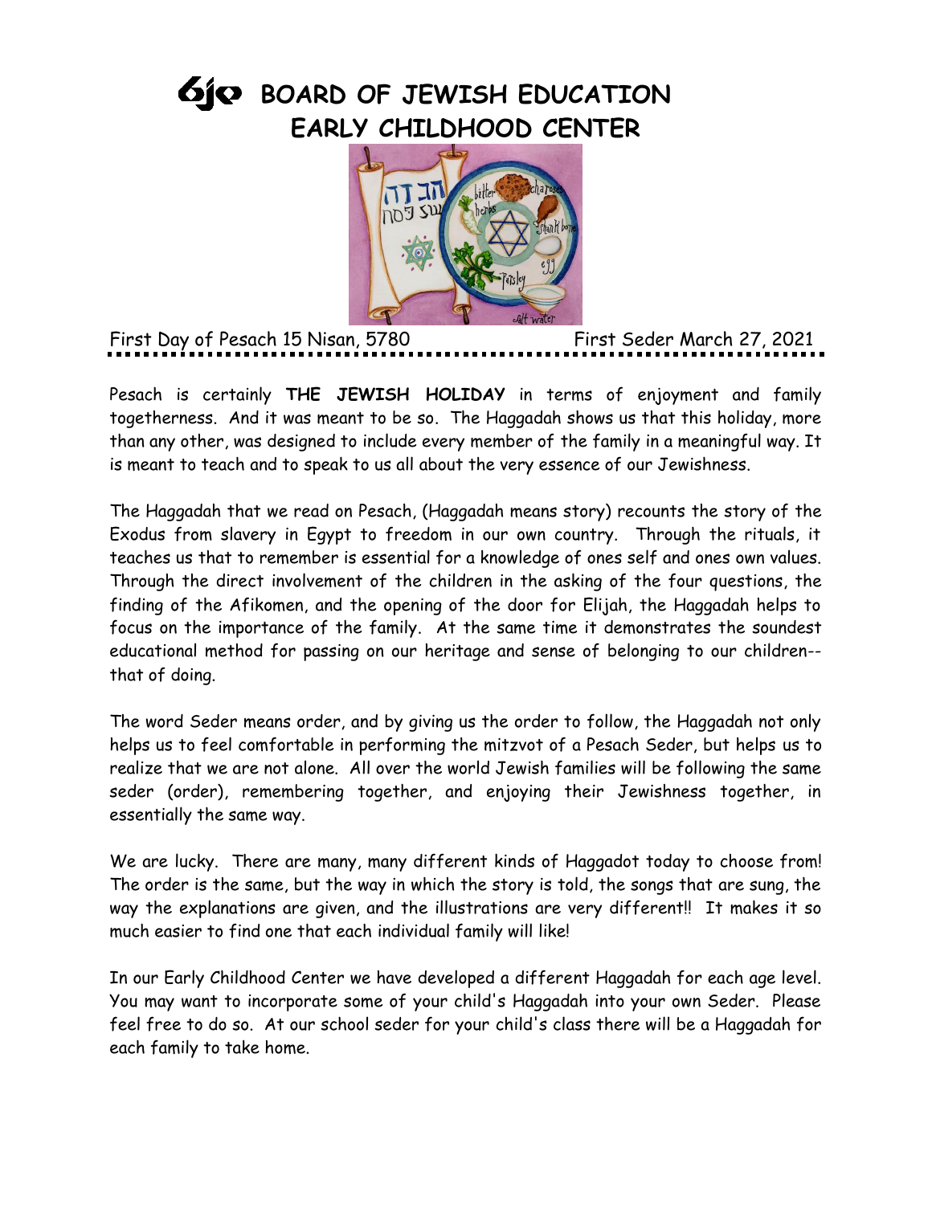# BOARD OF JEWISH EDUCATION EARLY CHILDHOOD CENTER

First Day of Pesach 15 Nisan, 5780 First Seder March 27, 2021

Pesach is certainly **THE JEWISH HOLIDAY** in terms of enjoyment and family togetherness. And it was meant to be so. The Haggadah shows us that this holiday, more than any other, was designed to include every member of the family in a meaningful way. It is meant to teach and to speak to us all about the very essence of our Jewishness.

The Haggadah that we read on Pesach, (Haggadah means story) recounts the story of the Exodus from slavery in Egypt to freedom in our own country. Through the rituals, it teaches us that to remember is essential for a knowledge of ones self and ones own values. Through the direct involvement of the children in the asking of the four questions, the finding of the Afikomen, and the opening of the door for Elijah, the Haggadah helps to focus on the importance of the family. At the same time it demonstrates the soundest educational method for passing on our heritage and sense of belonging to our children--that of doing.

The word Seder means order, and by giving us the order to follow, the Haggadah not only helps us to feel comfortable in performing the mitzvot of a Pesach Seder, but helps us to realize that we are not alone. All over the world Jewish families will be following the same seder (order), remembering together, and enjoying their Jewishness together, in essentially the same way.

We are lucky. There are many, many different kinds of Haggadot today to choose from! The order is the same, but the way in which the story is told, the songs that are sung, the way the explanations are given, and the illustrations are very different!! It makes it so much easier to find one that each individual family will like!

In our Early Childhood Center we have developed a different Haggadah for each age level. You may want to incorporate some of your child's Haggadah into your own Seder. Please feel free to do so. At our school seder for your child's class there will be a Haggadah for each family to take home.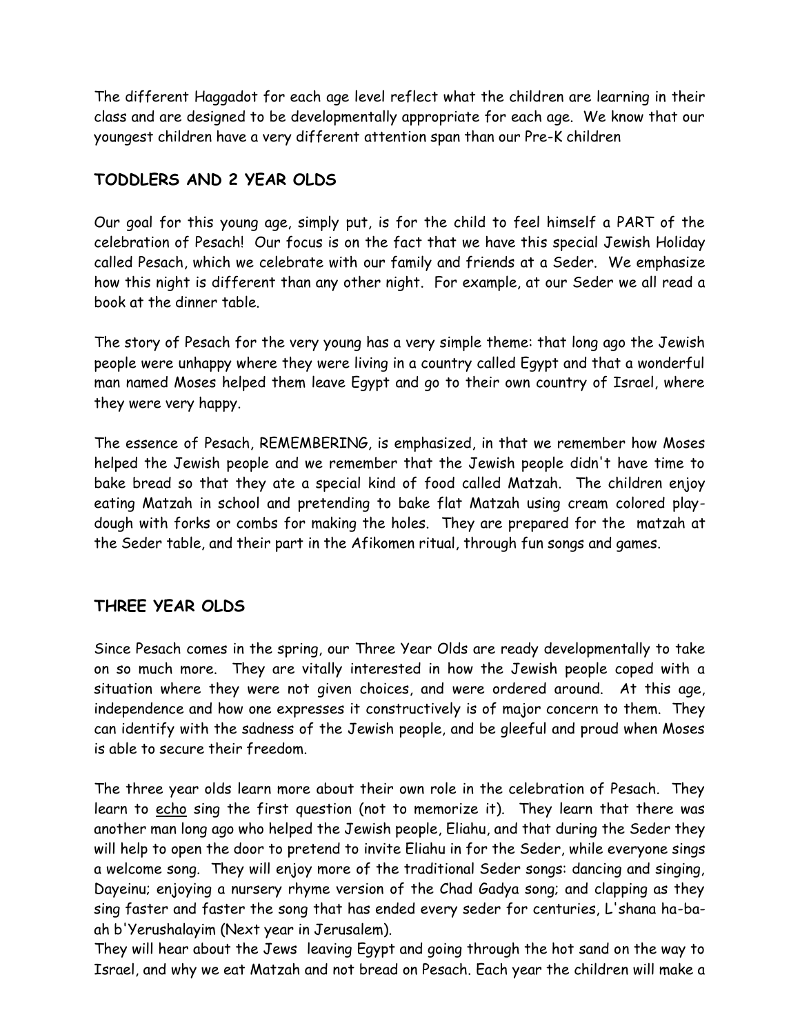The different Haggadot for each age level reflect what the children are learning in their class and are designed to be developmentally appropriate for each age. We know that our youngest children have a very different attention span than our Pre-K children

## TODDLERS AND 2 YEAR OLDS

Our goal for this young age, simply put, is for the child to feel himself a PART of the celebration of Pesach! Our focus is on the fact that we have this special Jewish Holiday called Pesach, which we celebrate with our family and friends at a Seder. We emphasize how this night is different than any other night. For example, at our Seder we all read a book at the dinner table.

The story of Pesach for the very young has a very simple theme: that long ago the Jewish people were unhappy where they were living in a country called Egypt and that a wonderful man named Moses helped them leave Egypt and go to their own country of Israel, where they were very happy.

The essence of Pesach, REMEMBERING, is emphasized, in that we remember how Moses helped the Jewish people and we remember that the Jewish people didn't have time to bake bread so that they ate a special kind of food called Matzah. The children enjoy eating Matzah in school and pretending to bake flat Matzah using cream colored play-dough with forks or combs for making the holes. They are prepared for the matzah at the Seder table, and their part in the Afikomen ritual, through fun songs and games.

## THREE YEAR OLDS

Since Pesach comes in the spring, our Three Year Olds are ready developmentally to take on so much more. They are vitally interested in how the Jewish people coped with a situation where they were not given choices, and were ordered around. At this age, independence and how one expresses it constructively is of major concern to them. They can identify with the sadness of the Jewish people, and be gleeful and proud when Moses is able to secure their freedom.

The three year olds learn more about their own role in the celebration of Pesach. They learn to <u>echo</u> sing the first question (not to memorize it). They learn that there was another man long ago who helped the Jewish people, Eliahu, and that during the Seder they will help to open the door to pretend to invite Eliahu in for the Seder, while everyone sings a welcome song. They will enjoy more of the traditional Seder songs: dancing and singing, Dayeinu; enjoying a nursery rhyme version of the Chad Gadya song; and clapping as they sing faster and faster the song that has ended every seder for centuries, L'shana ha-ba-ah b'Yerushalayim (Next year in Jerusalem).
They will hear about the Jews leaving Egypt and going through the hot sand on the way to Israel, and why we eat Matzah and not bread on Pesach. Each year the children will make a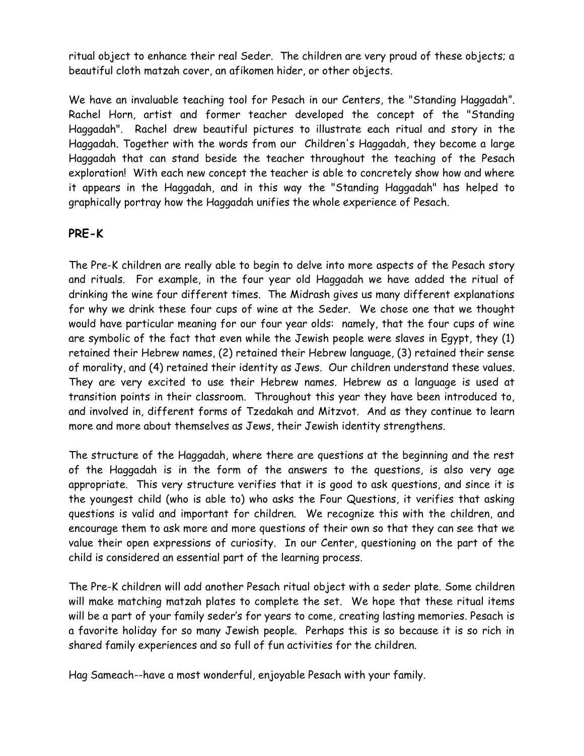ritual object to enhance their real Seder. The children are very proud of these objects; a beautiful cloth matzah cover, an afikomen hider, or other objects.

We have an invaluable teaching tool for Pesach in our Centers, the "Standing Haggadah". Rachel Horn, artist and former teacher developed the concept of the "Standing Haggadah". Rachel drew beautiful pictures to illustrate each ritual and story in the Haggadah. Together with the words from our Children's Haggadah, they become a large Haggadah that can stand beside the teacher throughout the teaching of the Pesach exploration! With each new concept the teacher is able to concretely show how and where it appears in the Haggadah, and in this way the "Standing Haggadah" has helped to graphically portray how the Haggadah unifies the whole experience of Pesach.

## PRE-K

The Pre-K children are really able to begin to delve into more aspects of the Pesach story and rituals. For example, in the four year old Haggadah we have added the ritual of drinking the wine four different times. The Midrash gives us many different explanations for why we drink these four cups of wine at the Seder. We chose one that we thought would have particular meaning for our four year olds: namely, that the four cups of wine are symbolic of the fact that even while the Jewish people were slaves in Egypt, they (1) retained their Hebrew names, (2) retained their Hebrew language, (3) retained their sense of morality, and (4) retained their identity as Jews. Our children understand these values. They are very excited to use their Hebrew names. Hebrew as a language is used at transition points in their classroom. Throughout this year they have been introduced to, and involved in, different forms of Tzedakah and Mitzvot. And as they continue to learn more and more about themselves as Jews, their Jewish identity strengthens.

The structure of the Haggadah, where there are questions at the beginning and the rest of the Haggadah is in the form of the answers to the questions, is also very age appropriate. This very structure verifies that it is good to ask questions, and since it is the youngest child (who is able to) who asks the Four Questions, it verifies that asking questions is valid and important for children. We recognize this with the children, and encourage them to ask more and more questions of their own so that they can see that we value their open expressions of curiosity. In our Center, questioning on the part of the child is considered an essential part of the learning process.

The Pre-K children will add another Pesach ritual object with a seder plate. Some children will make matching matzah plates to complete the set. We hope that these ritual items will be a part of your family seder's for years to come, creating lasting memories. Pesach is a favorite holiday for so many Jewish people. Perhaps this is so because it is so rich in shared family experiences and so full of fun activities for the children.

Hag Sameach--have a most wonderful, enjoyable Pesach with your family.